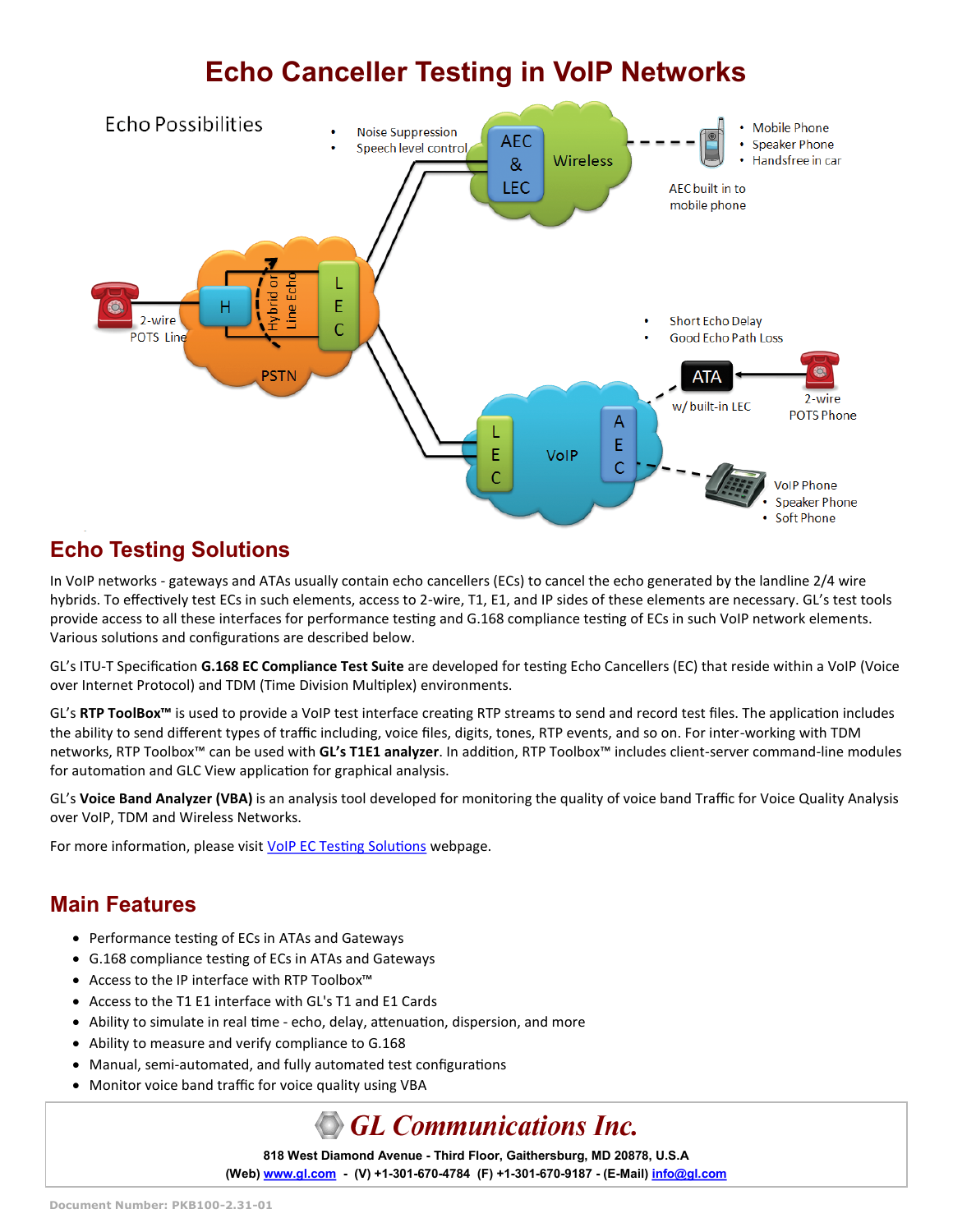# Echo Canceller Testing in VoIP Networks

## Echo Testing Solutions

In VoIP networks - gateways and ATAs usually contain echo cancellers (ECs) to cancel the echo generated by the landline 2/4 wire hybrids. To effectively test ECs in such elements, access to 2-wire, T1, E1, and IP sides of these elements are necessary. GL's test tools provide access to all these interfaces for performance testing and G.168 compliance testing of ECs in such VoIP network elements. Various solutions and configurations are described below.

GL's ITU-T Specification **G.168 EC Compliance Test Suite** are developed for testing Echo Cancellers (EC) that reside within a VoIP (Voice over Internet Protocol) and TDM (Time Division Multiplex) environments.

GL's **RTP ToolBox™** is used to provide a VoIP test interface creating RTP streams to send and record test files. The application includes the ability to send different types of traffic including, voice files, digits, tones, RTP events, and so on. For inter-working with TDM networks, RTP Toolbox™ can be used with **GL's T1E1 analyzer**. In addition, RTP Toolbox™ includes client-server command-line modules for automation and GLC View application for graphical analysis.

GL's **Voice Band Analyzer (VBA)** is an analysis tool developed for monitoring the quality of voice band Traffic for Voice Quality Analysis over VoIP, TDM and Wireless Networks.

For more information, please visit [VoIP EC Testing Solutions] webpage.

## Main Features

- Performance testing of ECs in ATAs and Gateways
- G.168 compliance testing of ECs in ATAs and Gateways
- Access to the IP interface with RTP Toolbox™
- Access to the T1 E1 interface with GL's T1 and E1 Cards
- Ability to simulate in real time - echo, delay, attenuation, dispersion, and more
- Ability to measure and verify compliance to G.168
- Manual, semi-automated, and fully automated test configurations
- Monitor voice band traffic for voice quality using VBA

**GL Communications Inc.**

**818 West Diamond Avenue - Third Floor, Gaithersburg, MD 20878, U.S.A**

**(Web) www.gl.com - (V) +1-301-670-4784 (F) +1-301-670-9187 - (E-Mail) info@gl.com**

Document Number: PKB100-2.31-01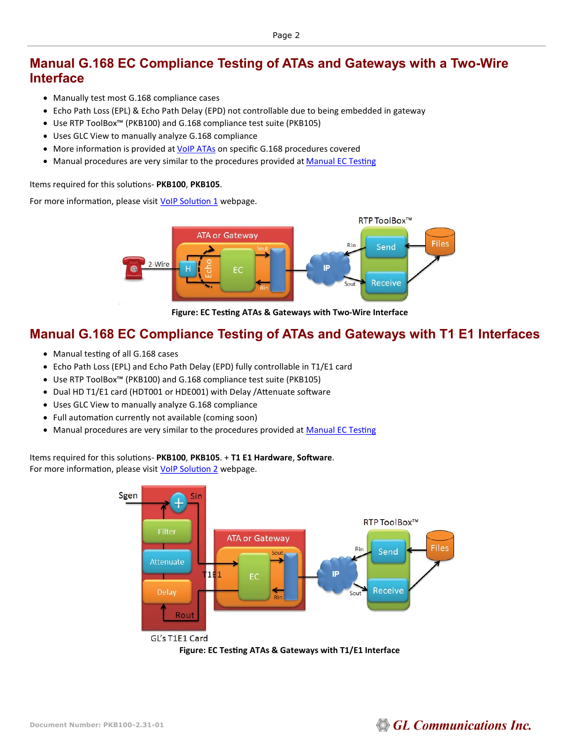## Manual G.168 EC Compliance Testing of ATAs and Gateways with a Two-Wire Interface

- Manually test most G.168 compliance cases
- Echo Path Loss (EPL) & Echo Path Delay (EPD) not controllable due to being embedded in gateway
- Use RTP ToolBox™ (PKB100) and G.168 compliance test suite (PKB105)
- Uses GLC View to manually analyze G.168 compliance
- More information is provided at VoIP ATAs on specific G.168 procedures covered
- Manual procedures are very similar to the procedures provided at Manual EC Testing

Items required for this solutions- **PKB100**, **PKB105**.

For more information, please visit VoIP Solution 1 webpage.

**Figure: EC Testing ATAs & Gateways with Two-Wire Interface**

## Manual G.168 EC Compliance Testing of ATAs and Gateways with T1 E1 Interfaces

- Manual testing of all G.168 cases
- Echo Path Loss (EPL) and Echo Path Delay (EPD) fully controllable in T1/E1 card
- Use RTP ToolBox™ (PKB100) and G.168 compliance test suite (PKB105)
- Dual HD T1/E1 card (HDT001 or HDE001) with Delay /Attenuate software
- Uses GLC View to manually analyze G.168 compliance
- Full automation currently not available (coming soon)
- Manual procedures are very similar to the procedures provided at Manual EC Testing

Items required for this solutions- **PKB100**, **PKB105**. + **T1 E1 Hardware**, **Software**.
For more information, please visit VoIP Solution 2 webpage.

**Figure: EC Testing ATAs & Gateways with T1/E1 Interface**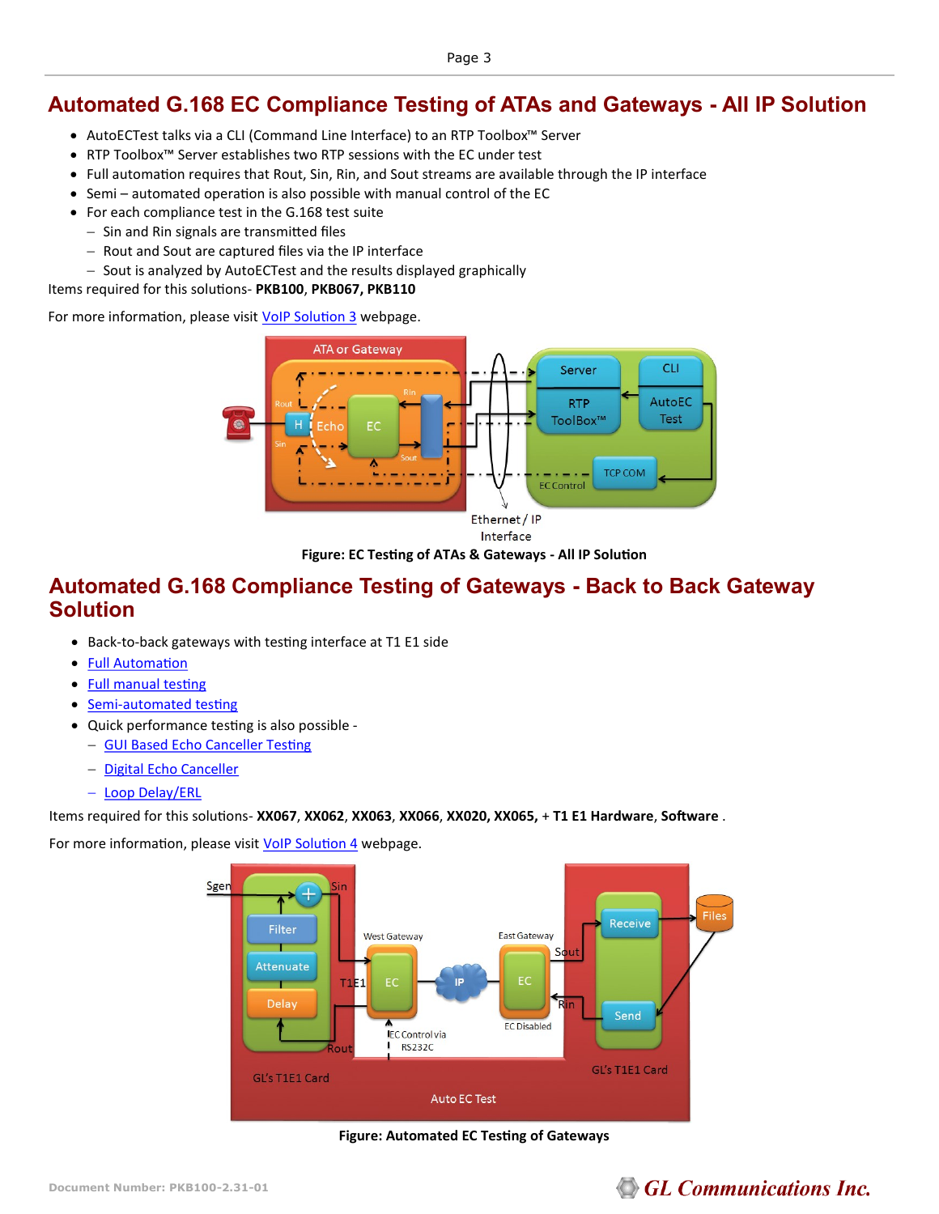## Automated G.168 EC Compliance Testing of ATAs and Gateways - All IP Solution

- AutoECTest talks via a CLI (Command Line Interface) to an RTP Toolbox™ Server
- RTP Toolbox™ Server establishes two RTP sessions with the EC under test
- Full automation requires that Rout, Sin, Rin, and Sout streams are available through the IP interface
- Semi – automated operation is also possible with manual control of the EC
- For each compliance test in the G.168 test suite
  - Sin and Rin signals are transmitted files
  - Rout and Sout are captured files via the IP interface
  - Sout is analyzed by AutoECTest and the results displayed graphically

Items required for this solutions- **PKB100**, **PKB067**, **PKB110**

For more information, please visit VoIP Solution 3 webpage.

**Figure: EC Testing of ATAs & Gateways - All IP Solution**

## Automated G.168 Compliance Testing of Gateways - Back to Back Gateway Solution

- Back-to-back gateways with testing interface at T1 E1 side
- Full Automation
- Full manual testing
- Semi-automated testing
- Quick performance testing is also possible -
  - GUI Based Echo Canceller Testing
  - Digital Echo Canceller
  - Loop Delay/ERL

Items required for this solutions- **XX067**, **XX062**, **XX063**, **XX066**, **XX020**, **XX065**, + **T1 E1 Hardware**, **Software** .

For more information, please visit VoIP Solution 4 webpage.

**Figure: Automated EC Testing of Gateways**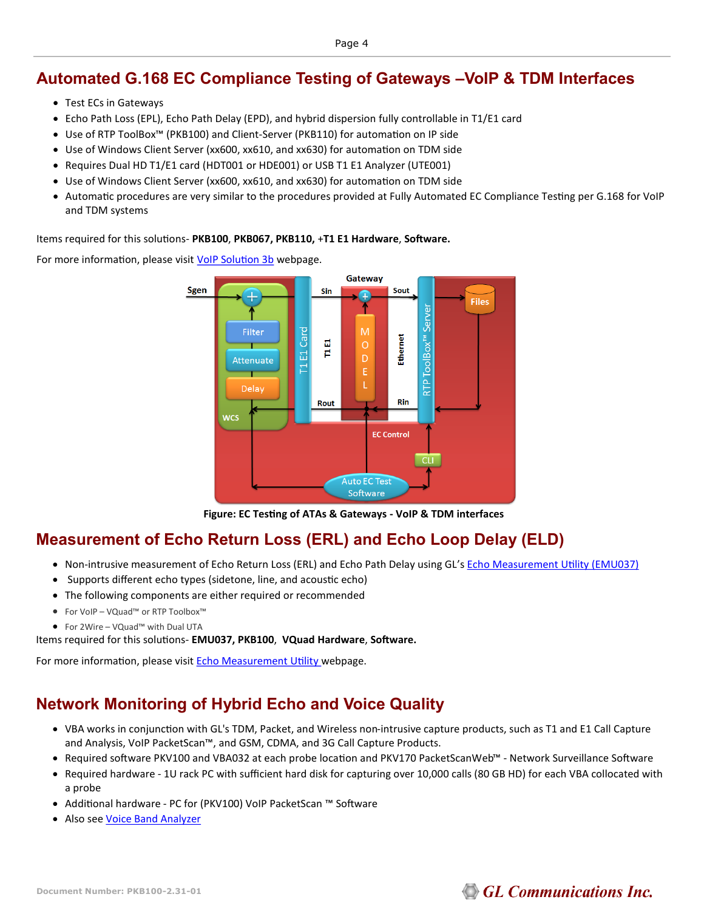## Automated G.168 EC Compliance Testing of Gateways –VoIP & TDM Interfaces

- Test ECs in Gateways
- Echo Path Loss (EPL), Echo Path Delay (EPD), and hybrid dispersion fully controllable in T1/E1 card
- Use of RTP ToolBox™ (PKB100) and Client-Server (PKB110) for automation on IP side
- Use of Windows Client Server (xx600, xx610, and xx630) for automation on TDM side
- Requires Dual HD T1/E1 card (HDT001 or HDE001) or USB T1 E1 Analyzer (UTE001)
- Use of Windows Client Server (xx600, xx610, and xx630) for automation on TDM side
- Automatic procedures are very similar to the procedures provided at Fully Automated EC Compliance Testing per G.168 for VoIP and TDM systems

Items required for this solutions- **PKB100**, **PKB067, PKB110,** +**T1 E1 Hardware**, **Software.**

For more information, please visit VoIP Solution 3b webpage.

**Figure: EC Testing of ATAs & Gateways - VoIP & TDM interfaces**

## Measurement of Echo Return Loss (ERL) and Echo Loop Delay (ELD)

- Non-intrusive measurement of Echo Return Loss (ERL) and Echo Path Delay using GL's Echo Measurement Utility (EMU037)
- Supports different echo types (sidetone, line, and acoustic echo)
- The following components are either required or recommended
- For VoIP – VQuad™ or RTP Toolbox™
- For 2Wire – VQuad™ with Dual UTA

Items required for this solutions- **EMU037, PKB100**, **VQuad Hardware**, **Software.**

For more information, please visit Echo Measurement Utility webpage.

## Network Monitoring of Hybrid Echo and Voice Quality

- VBA works in conjunction with GL's TDM, Packet, and Wireless non-intrusive capture products, such as T1 and E1 Call Capture and Analysis, VoIP PacketScan™, and GSM, CDMA, and 3G Call Capture Products.
- Required software PKV100 and VBA032 at each probe location and PKV170 PacketScanWeb™ - Network Surveillance Software
- Required hardware - 1U rack PC with sufficient hard disk for capturing over 10,000 calls (80 GB HD) for each VBA collocated with a probe
- Additional hardware - PC for (PKV100) VoIP PacketScan ™ Software
- Also see Voice Band Analyzer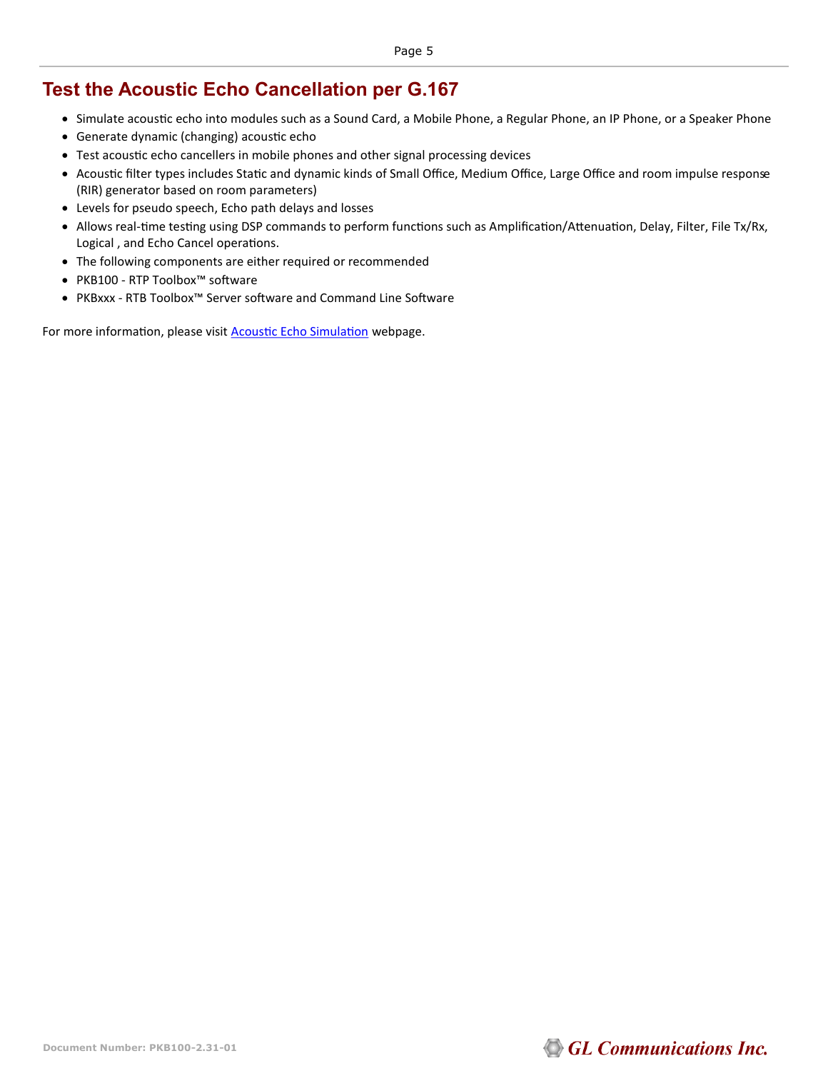## Test the Acoustic Echo Cancellation per G.167

- Simulate acoustic echo into modules such as a Sound Card, a Mobile Phone, a Regular Phone, an IP Phone, or a Speaker Phone
- Generate dynamic (changing) acoustic echo
- Test acoustic echo cancellers in mobile phones and other signal processing devices
- Acoustic filter types includes Static and dynamic kinds of Small Office, Medium Office, Large Office and room impulse response (RIR) generator based on room parameters)
- Levels for pseudo speech, Echo path delays and losses
- Allows real-time testing using DSP commands to perform functions such as Amplification/Attenuation, Delay, Filter, File Tx/Rx, Logical , and Echo Cancel operations.
- The following components are either required or recommended
- PKB100 - RTP Toolbox™ software
- PKBxxx - RTB Toolbox™ Server software and Command Line Software

For more information, please visit Acoustic Echo Simulation webpage.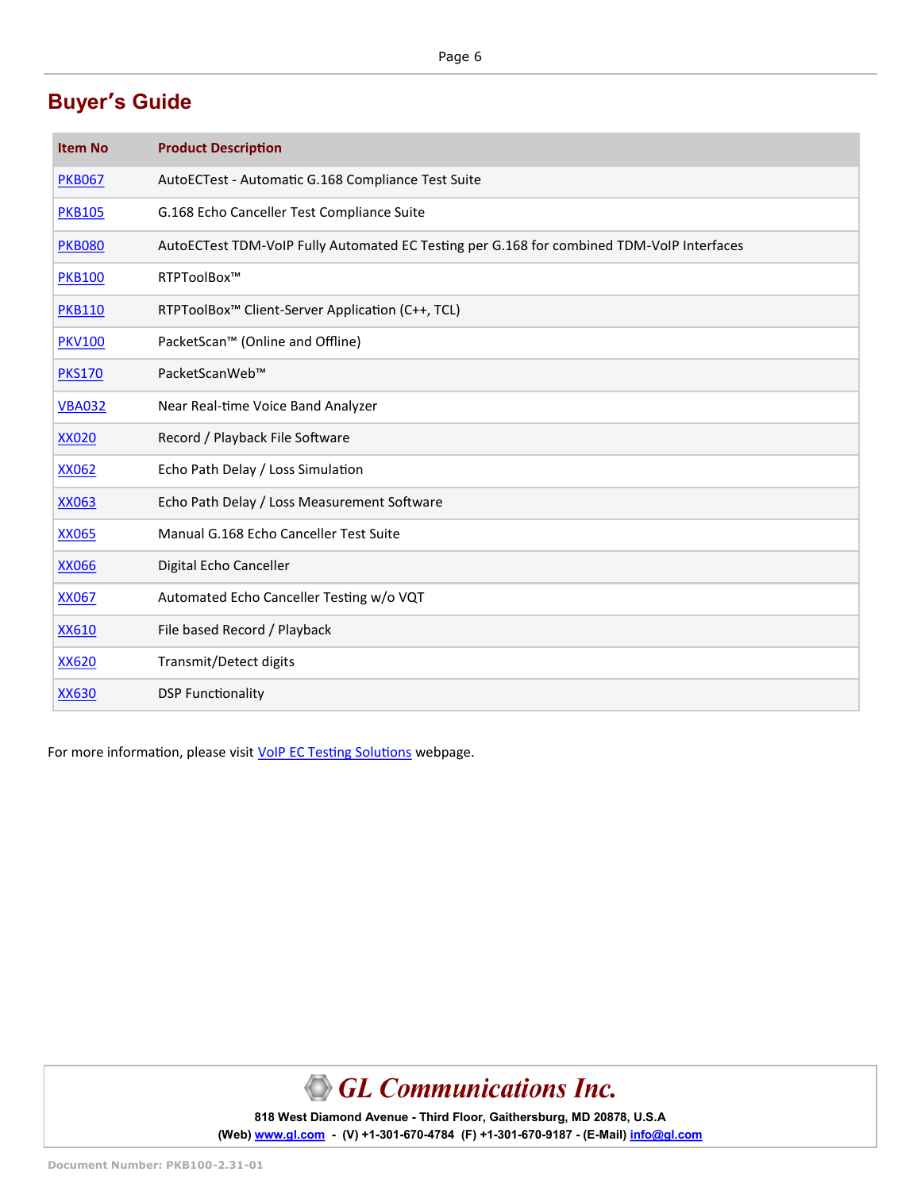## Buyer’s Guide

| Item No | Product Description |
|---|---|
| PKB067 | AutoECTest - Automatic G.168 Compliance Test Suite |
| PKB105 | G.168 Echo Canceller Test Compliance Suite |
| PKB080 | AutoECTest TDM-VoIP Fully Automated EC Testing per G.168 for combined TDM-VoIP Interfaces |
| PKB100 | RTPToolBox™ |
| PKB110 | RTPToolBox™ Client-Server Application (C++, TCL) |
| PKV100 | PacketScan™ (Online and Offline) |
| PKS170 | PacketScanWeb™ |
| VBA032 | Near Real-time Voice Band Analyzer |
| XX020 | Record / Playback File Software |
| XX062 | Echo Path Delay / Loss Simulation |
| XX063 | Echo Path Delay / Loss Measurement Software |
| XX065 | Manual G.168 Echo Canceller Test Suite |
| XX066 | Digital Echo Canceller |
| XX067 | Automated Echo Canceller Testing w/o VQT |
| XX610 | File based Record / Playback |
| XX620 | Transmit/Detect digits |
| XX630 | DSP Functionality |

For more information, please visit VoIP EC Testing Solutions webpage.

**GL Communications Inc.**

**818 West Diamond Avenue - Third Floor, Gaithersburg, MD 20878, U.S.A**

**(Web) www.gl.com - (V) +1-301-670-4784 (F) +1-301-670-9187 - (E-Mail) info@gl.com**

Document Number: PKB100-2.31-01